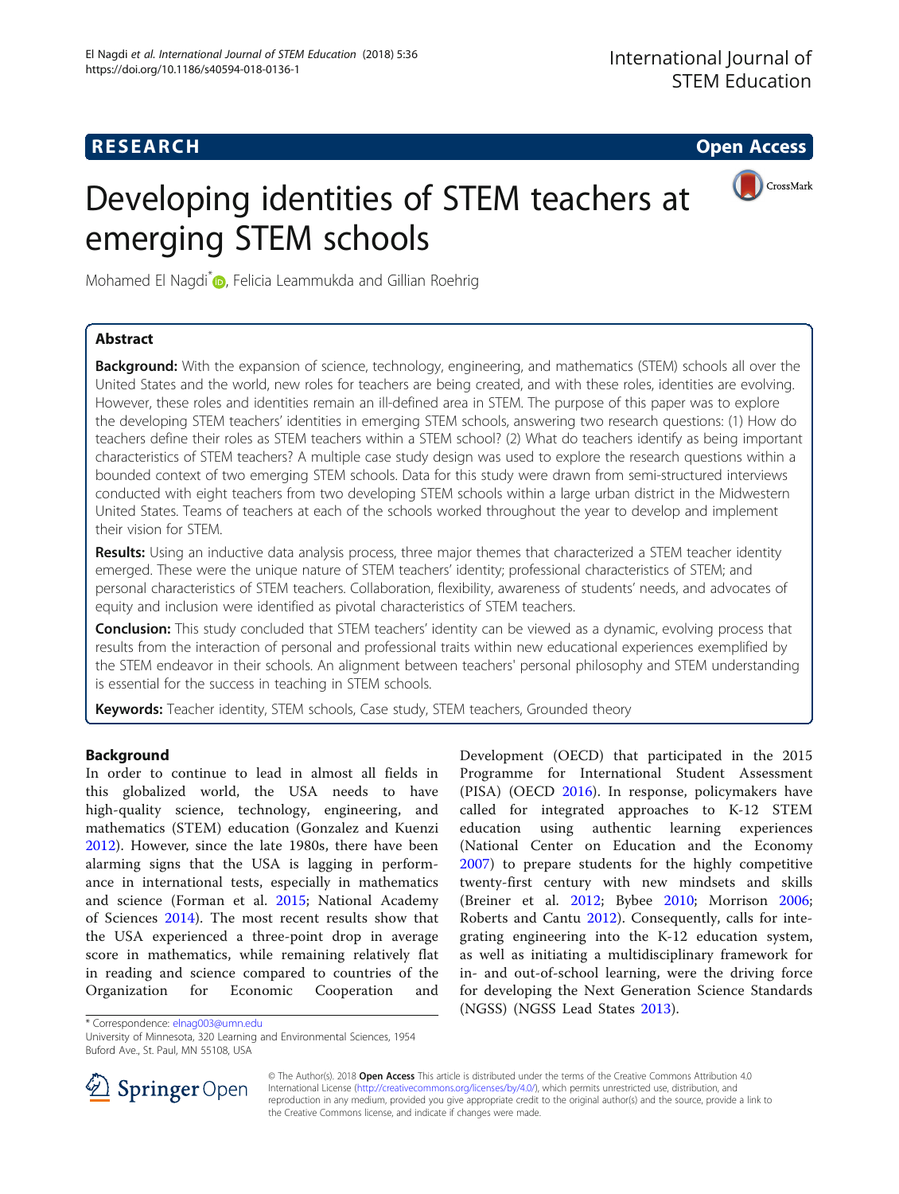RESEARCH | Open Access

# Developing identities of STEM teachers at emerging STEM schools

Mohamed El Nagdi*, Felicia Leammukda and Gillian Roehrig

## Abstract

**Background:** With the expansion of science, technology, engineering, and mathematics (STEM) schools all over the United States and the world, new roles for teachers are being created, and with these roles, identities are evolving. However, these roles and identities remain an ill-defined area in STEM. The purpose of this paper was to explore the developing STEM teachers' identities in emerging STEM schools, answering two research questions: (1) How do teachers define their roles as STEM teachers within a STEM school? (2) What do teachers identify as being important characteristics of STEM teachers? A multiple case study design was used to explore the research questions within a bounded context of two emerging STEM schools. Data for this study were drawn from semi-structured interviews conducted with eight teachers from two developing STEM schools within a large urban district in the Midwestern United States. Teams of teachers at each of the schools worked throughout the year to develop and implement their vision for STEM.

**Results:** Using an inductive data analysis process, three major themes that characterized a STEM teacher identity emerged. These were the unique nature of STEM teachers' identity; professional characteristics of STEM; and personal characteristics of STEM teachers. Collaboration, flexibility, awareness of students' needs, and advocates of equity and inclusion were identified as pivotal characteristics of STEM teachers.

**Conclusion:** This study concluded that STEM teachers' identity can be viewed as a dynamic, evolving process that results from the interaction of personal and professional traits within new educational experiences exemplified by the STEM endeavor in their schools. An alignment between teachers' personal philosophy and STEM understanding is essential for the success in teaching in STEM schools.

**Keywords:** Teacher identity, STEM schools, Case study, STEM teachers, Grounded theory

## Background

In order to continue to lead in almost all fields in this globalized world, the USA needs to have high-quality science, technology, engineering, and mathematics (STEM) education (Gonzalez and Kuenzi 2012). However, since the late 1980s, there have been alarming signs that the USA is lagging in performance in international tests, especially in mathematics and science (Forman et al. 2015; National Academy of Sciences 2014). The most recent results show that the USA experienced a three-point drop in average score in mathematics, while remaining relatively flat in reading and science compared to countries of the Organization for Economic Cooperation and Development (OECD) that participated in the 2015 Programme for International Student Assessment (PISA) (OECD 2016). In response, policymakers have called for integrated approaches to K-12 STEM education using authentic learning experiences (National Center on Education and the Economy 2007) to prepare students for the highly competitive twenty-first century with new mindsets and skills (Breiner et al. 2012; Bybee 2010; Morrison 2006; Roberts and Cantu 2012). Consequently, calls for integrating engineering into the K-12 education system, as well as initiating a multidisciplinary framework for in- and out-of-school learning, were the driving force for developing the Next Generation Science Standards (NGSS) (NGSS Lead States 2013).

\* Correspondence: elnag003@umn.edu
University of Minnesota, 320 Learning and Environmental Sciences, 1954 Buford Ave., St. Paul, MN 55108, USA

© The Author(s). 2018 **Open Access** This article is distributed under the terms of the Creative Commons Attribution 4.0 International License (http://creativecommons.org/licenses/by/4.0/), which permits unrestricted use, distribution, and reproduction in any medium, provided you give appropriate credit to the original author(s) and the source, provide a link to the Creative Commons license, and indicate if changes were made.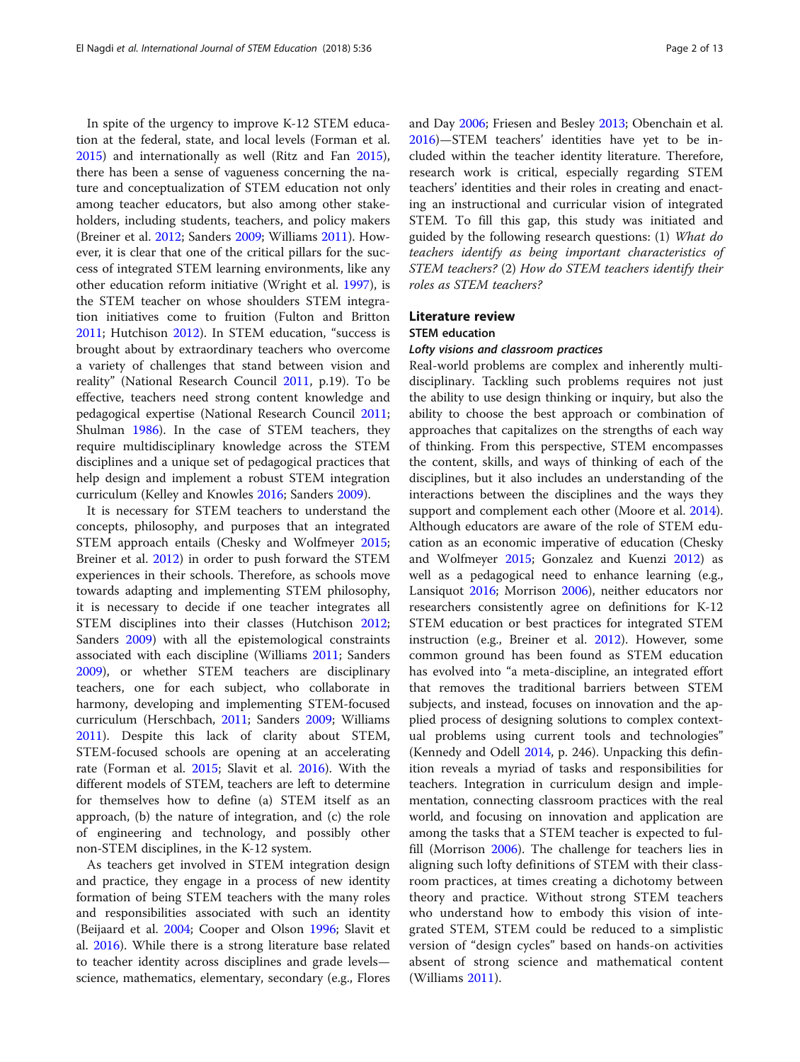In spite of the urgency to improve K-12 STEM education at the federal, state, and local levels (Forman et al. 2015) and internationally as well (Ritz and Fan 2015), there has been a sense of vagueness concerning the nature and conceptualization of STEM education not only among teacher educators, but also among other stakeholders, including students, teachers, and policy makers (Breiner et al. 2012; Sanders 2009; Williams 2011). However, it is clear that one of the critical pillars for the success of integrated STEM learning environments, like any other education reform initiative (Wright et al. 1997), is the STEM teacher on whose shoulders STEM integration initiatives come to fruition (Fulton and Britton 2011; Hutchison 2012). In STEM education, "success is brought about by extraordinary teachers who overcome a variety of challenges that stand between vision and reality" (National Research Council 2011, p.19). To be effective, teachers need strong content knowledge and pedagogical expertise (National Research Council 2011; Shulman 1986). In the case of STEM teachers, they require multidisciplinary knowledge across the STEM disciplines and a unique set of pedagogical practices that help design and implement a robust STEM integration curriculum (Kelley and Knowles 2016; Sanders 2009).

It is necessary for STEM teachers to understand the concepts, philosophy, and purposes that an integrated STEM approach entails (Chesky and Wolfmeyer 2015; Breiner et al. 2012) in order to push forward the STEM experiences in their schools. Therefore, as schools move towards adapting and implementing STEM philosophy, it is necessary to decide if one teacher integrates all STEM disciplines into their classes (Hutchison 2012; Sanders 2009) with all the epistemological constraints associated with each discipline (Williams 2011; Sanders 2009), or whether STEM teachers are disciplinary teachers, one for each subject, who collaborate in harmony, developing and implementing STEM-focused curriculum (Herschbach, 2011; Sanders 2009; Williams 2011). Despite this lack of clarity about STEM, STEM-focused schools are opening at an accelerating rate (Forman et al. 2015; Slavit et al. 2016). With the different models of STEM, teachers are left to determine for themselves how to define (a) STEM itself as an approach, (b) the nature of integration, and (c) the role of engineering and technology, and possibly other non-STEM disciplines, in the K-12 system.

As teachers get involved in STEM integration design and practice, they engage in a process of new identity formation of being STEM teachers with the many roles and responsibilities associated with such an identity (Beijaard et al. 2004; Cooper and Olson 1996; Slavit et al. 2016). While there is a strong literature base related to teacher identity across disciplines and grade levels—science, mathematics, elementary, secondary (e.g., Flores and Day 2006; Friesen and Besley 2013; Obenchain et al. 2016)—STEM teachers' identities have yet to be included within the teacher identity literature. Therefore, research work is critical, especially regarding STEM teachers' identities and their roles in creating and enacting an instructional and curricular vision of integrated STEM. To fill this gap, this study was initiated and guided by the following research questions: (1) *What do teachers identify as being important characteristics of STEM teachers?* (2) *How do STEM teachers identify their roles as STEM teachers?*

## Literature review

### STEM education

#### *Lofty visions and classroom practices*

Real-world problems are complex and inherently multidisciplinary. Tackling such problems requires not just the ability to use design thinking or inquiry, but also the ability to choose the best approach or combination of approaches that capitalizes on the strengths of each way of thinking. From this perspective, STEM encompasses the content, skills, and ways of thinking of each of the disciplines, but it also includes an understanding of the interactions between the disciplines and the ways they support and complement each other (Moore et al. 2014). Although educators are aware of the role of STEM education as an economic imperative of education (Chesky and Wolfmeyer 2015; Gonzalez and Kuenzi 2012) as well as a pedagogical need to enhance learning (e.g., Lansiquot 2016; Morrison 2006), neither educators nor researchers consistently agree on definitions for K-12 STEM education or best practices for integrated STEM instruction (e.g., Breiner et al. 2012). However, some common ground has been found as STEM education has evolved into "a meta-discipline, an integrated effort that removes the traditional barriers between STEM subjects, and instead, focuses on innovation and the applied process of designing solutions to complex contextual problems using current tools and technologies" (Kennedy and Odell 2014, p. 246). Unpacking this definition reveals a myriad of tasks and responsibilities for teachers. Integration in curriculum design and implementation, connecting classroom practices with the real world, and focusing on innovation and application are among the tasks that a STEM teacher is expected to fulfill (Morrison 2006). The challenge for teachers lies in aligning such lofty definitions of STEM with their classroom practices, at times creating a dichotomy between theory and practice. Without strong STEM teachers who understand how to embody this vision of integrated STEM, STEM could be reduced to a simplistic version of "design cycles" based on hands-on activities absent of strong science and mathematical content (Williams 2011).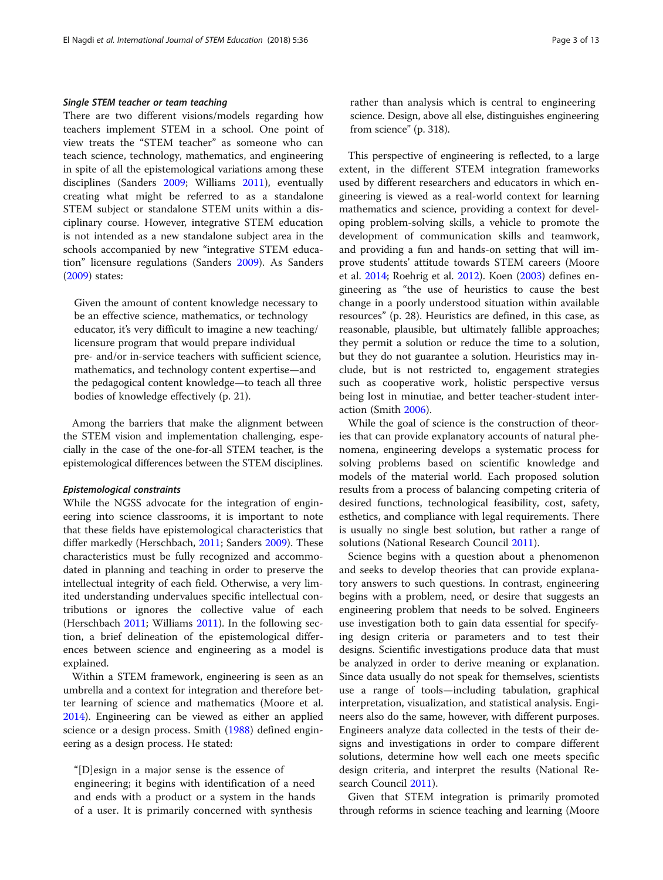#### Single STEM teacher or team teaching

There are two different visions/models regarding how teachers implement STEM in a school. One point of view treats the "STEM teacher" as someone who can teach science, technology, mathematics, and engineering in spite of all the epistemological variations among these disciplines (Sanders 2009; Williams 2011), eventually creating what might be referred to as a standalone STEM subject or standalone STEM units within a disciplinary course. However, integrative STEM education is not intended as a new standalone subject area in the schools accompanied by new "integrative STEM education" licensure regulations (Sanders 2009). As Sanders (2009) states:

> Given the amount of content knowledge necessary to be an effective science, mathematics, or technology educator, it's very difficult to imagine a new teaching/licensure program that would prepare individual pre- and/or in-service teachers with sufficient science, mathematics, and technology content expertise—and the pedagogical content knowledge—to teach all three bodies of knowledge effectively (p. 21).

Among the barriers that make the alignment between the STEM vision and implementation challenging, especially in the case of the one-for-all STEM teacher, is the epistemological differences between the STEM disciplines.

#### Epistemological constraints

While the NGSS advocate for the integration of engineering into science classrooms, it is important to note that these fields have epistemological characteristics that differ markedly (Herschbach, 2011; Sanders 2009). These characteristics must be fully recognized and accommodated in planning and teaching in order to preserve the intellectual integrity of each field. Otherwise, a very limited understanding undervalues specific intellectual contributions or ignores the collective value of each (Herschbach 2011; Williams 2011). In the following section, a brief delineation of the epistemological differences between science and engineering as a model is explained.

Within a STEM framework, engineering is seen as an umbrella and a context for integration and therefore better learning of science and mathematics (Moore et al. 2014). Engineering can be viewed as either an applied science or a design process. Smith (1988) defined engineering as a design process. He stated:

> "[D]esign in a major sense is the essence of engineering; it begins with identification of a need and ends with a product or a system in the hands of a user. It is primarily concerned with synthesis rather than analysis which is central to engineering science. Design, above all else, distinguishes engineering from science" (p. 318).

This perspective of engineering is reflected, to a large extent, in the different STEM integration frameworks used by different researchers and educators in which engineering is viewed as a real-world context for learning mathematics and science, providing a context for developing problem-solving skills, a vehicle to promote the development of communication skills and teamwork, and providing a fun and hands-on setting that will improve students' attitude towards STEM careers (Moore et al. 2014; Roehrig et al. 2012). Koen (2003) defines engineering as "the use of heuristics to cause the best change in a poorly understood situation within available resources" (p. 28). Heuristics are defined, in this case, as reasonable, plausible, but ultimately fallible approaches; they permit a solution or reduce the time to a solution, but they do not guarantee a solution. Heuristics may include, but is not restricted to, engagement strategies such as cooperative work, holistic perspective versus being lost in minutiae, and better teacher-student interaction (Smith 2006).

While the goal of science is the construction of theories that can provide explanatory accounts of natural phenomena, engineering develops a systematic process for solving problems based on scientific knowledge and models of the material world. Each proposed solution results from a process of balancing competing criteria of desired functions, technological feasibility, cost, safety, esthetics, and compliance with legal requirements. There is usually no single best solution, but rather a range of solutions (National Research Council 2011).

Science begins with a question about a phenomenon and seeks to develop theories that can provide explanatory answers to such questions. In contrast, engineering begins with a problem, need, or desire that suggests an engineering problem that needs to be solved. Engineers use investigation both to gain data essential for specifying design criteria or parameters and to test their designs. Scientific investigations produce data that must be analyzed in order to derive meaning or explanation. Since data usually do not speak for themselves, scientists use a range of tools—including tabulation, graphical interpretation, visualization, and statistical analysis. Engineers also do the same, however, with different purposes. Engineers analyze data collected in the tests of their designs and investigations in order to compare different solutions, determine how well each one meets specific design criteria, and interpret the results (National Research Council 2011).

Given that STEM integration is primarily promoted through reforms in science teaching and learning (Moore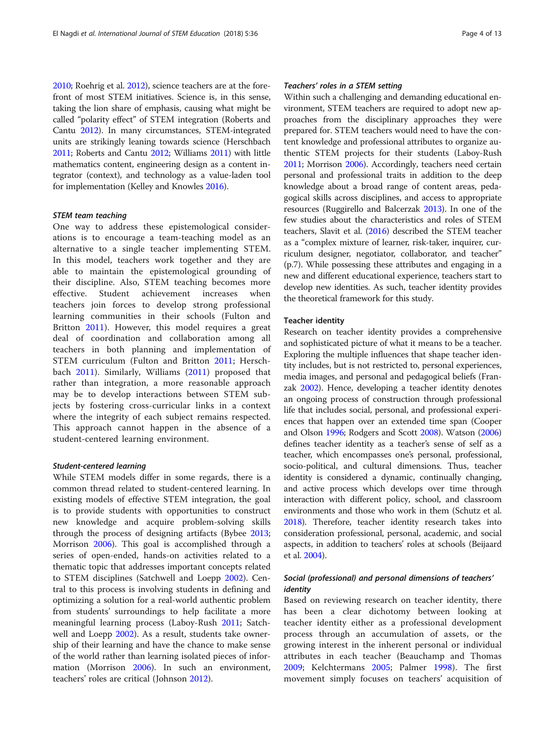2010; Roehrig et al. 2012), science teachers are at the forefront of most STEM initiatives. Science is, in this sense, taking the lion share of emphasis, causing what might be called "polarity effect" of STEM integration (Roberts and Cantu 2012). In many circumstances, STEM-integrated units are strikingly leaning towards science (Herschbach 2011; Roberts and Cantu 2012; Williams 2011) with little mathematics content, engineering design as a content integrator (context), and technology as a value-laden tool for implementation (Kelley and Knowles 2016).

#### *STEM team teaching*

One way to address these epistemological considerations is to encourage a team-teaching model as an alternative to a single teacher implementing STEM. In this model, teachers work together and they are able to maintain the epistemological grounding of their discipline. Also, STEM teaching becomes more effective. Student achievement increases when teachers join forces to develop strong professional learning communities in their schools (Fulton and Britton 2011). However, this model requires a great deal of coordination and collaboration among all teachers in both planning and implementation of STEM curriculum (Fulton and Britton 2011; Herschbach 2011). Similarly, Williams (2011) proposed that rather than integration, a more reasonable approach may be to develop interactions between STEM subjects by fostering cross-curricular links in a context where the integrity of each subject remains respected. This approach cannot happen in the absence of a student-centered learning environment.

#### *Student-centered learning*

While STEM models differ in some regards, there is a common thread related to student-centered learning. In existing models of effective STEM integration, the goal is to provide students with opportunities to construct new knowledge and acquire problem-solving skills through the process of designing artifacts (Bybee 2013; Morrison 2006). This goal is accomplished through a series of open-ended, hands-on activities related to a thematic topic that addresses important concepts related to STEM disciplines (Satchwell and Loepp 2002). Central to this process is involving students in defining and optimizing a solution for a real-world authentic problem from students' surroundings to help facilitate a more meaningful learning process (Laboy-Rush 2011; Satchwell and Loepp 2002). As a result, students take ownership of their learning and have the chance to make sense of the world rather than learning isolated pieces of information (Morrison 2006). In such an environment, teachers' roles are critical (Johnson 2012).

#### *Teachers' roles in a STEM setting*

Within such a challenging and demanding educational environment, STEM teachers are required to adopt new approaches from the disciplinary approaches they were prepared for. STEM teachers would need to have the content knowledge and professional attributes to organize authentic STEM projects for their students (Laboy-Rush 2011; Morrison 2006). Accordingly, teachers need certain personal and professional traits in addition to the deep knowledge about a broad range of content areas, pedagogical skills across disciplines, and access to appropriate resources (Ruggirello and Balcerzak 2013). In one of the few studies about the characteristics and roles of STEM teachers, Slavit et al. (2016) described the STEM teacher as a "complex mixture of learner, risk-taker, inquirer, curriculum designer, negotiator, collaborator, and teacher" (p.7). While possessing these attributes and engaging in a new and different educational experience, teachers start to develop new identities. As such, teacher identity provides the theoretical framework for this study.

### Teacher identity

Research on teacher identity provides a comprehensive and sophisticated picture of what it means to be a teacher. Exploring the multiple influences that shape teacher identity includes, but is not restricted to, personal experiences, media images, and personal and pedagogical beliefs (Franzak 2002). Hence, developing a teacher identity denotes an ongoing process of construction through professional life that includes social, personal, and professional experiences that happen over an extended time span (Cooper and Olson 1996; Rodgers and Scott 2008). Watson (2006) defines teacher identity as a teacher's sense of self as a teacher, which encompasses one's personal, professional, socio-political, and cultural dimensions. Thus, teacher identity is considered a dynamic, continually changing, and active process which develops over time through interaction with different policy, school, and classroom environments and those who work in them (Schutz et al. 2018). Therefore, teacher identity research takes into consideration professional, personal, academic, and social aspects, in addition to teachers' roles at schools (Beijaard et al. 2004).

#### *Social (professional) and personal dimensions of teachers' identity*

Based on reviewing research on teacher identity, there has been a clear dichotomy between looking at teacher identity either as a professional development process through an accumulation of assets, or the growing interest in the inherent personal or individual attributes in each teacher (Beauchamp and Thomas 2009; Kelchtermans 2005; Palmer 1998). The first movement simply focuses on teachers' acquisition of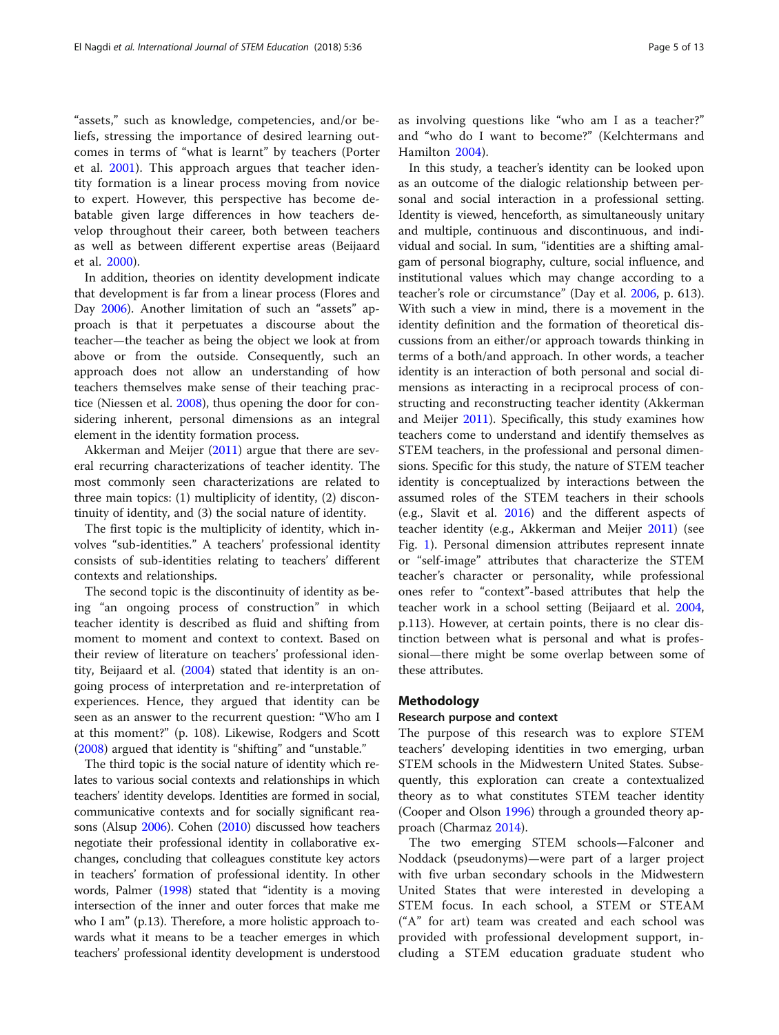"assets," such as knowledge, competencies, and/or beliefs, stressing the importance of desired learning outcomes in terms of "what is learnt" by teachers (Porter et al. 2001). This approach argues that teacher identity formation is a linear process moving from novice to expert. However, this perspective has become debatable given large differences in how teachers develop throughout their career, both between teachers as well as between different expertise areas (Beijaard et al. 2000).

In addition, theories on identity development indicate that development is far from a linear process (Flores and Day 2006). Another limitation of such an "assets" approach is that it perpetuates a discourse about the teacher—the teacher as being the object we look at from above or from the outside. Consequently, such an approach does not allow an understanding of how teachers themselves make sense of their teaching practice (Niessen et al. 2008), thus opening the door for considering inherent, personal dimensions as an integral element in the identity formation process.

Akkerman and Meijer (2011) argue that there are several recurring characterizations of teacher identity. The most commonly seen characterizations are related to three main topics: (1) multiplicity of identity, (2) discontinuity of identity, and (3) the social nature of identity.

The first topic is the multiplicity of identity, which involves "sub-identities." A teachers' professional identity consists of sub-identities relating to teachers' different contexts and relationships.

The second topic is the discontinuity of identity as being "an ongoing process of construction" in which teacher identity is described as fluid and shifting from moment to moment and context to context. Based on their review of literature on teachers' professional identity, Beijaard et al. (2004) stated that identity is an ongoing process of interpretation and re-interpretation of experiences. Hence, they argued that identity can be seen as an answer to the recurrent question: "Who am I at this moment?" (p. 108). Likewise, Rodgers and Scott (2008) argued that identity is "shifting" and "unstable."

The third topic is the social nature of identity which relates to various social contexts and relationships in which teachers' identity develops. Identities are formed in social, communicative contexts and for socially significant reasons (Alsup 2006). Cohen (2010) discussed how teachers negotiate their professional identity in collaborative exchanges, concluding that colleagues constitute key actors in teachers' formation of professional identity. In other words, Palmer (1998) stated that "identity is a moving intersection of the inner and outer forces that make me who I am" (p.13). Therefore, a more holistic approach towards what it means to be a teacher emerges in which teachers' professional identity development is understood as involving questions like "who am I as a teacher?" and "who do I want to become?" (Kelchtermans and Hamilton 2004).

In this study, a teacher's identity can be looked upon as an outcome of the dialogic relationship between personal and social interaction in a professional setting. Identity is viewed, henceforth, as simultaneously unitary and multiple, continuous and discontinuous, and individual and social. In sum, "identities are a shifting amalgam of personal biography, culture, social influence, and institutional values which may change according to a teacher's role or circumstance" (Day et al. 2006, p. 613). With such a view in mind, there is a movement in the identity definition and the formation of theoretical discussions from an either/or approach towards thinking in terms of a both/and approach. In other words, a teacher identity is an interaction of both personal and social dimensions as interacting in a reciprocal process of constructing and reconstructing teacher identity (Akkerman and Meijer 2011). Specifically, this study examines how teachers come to understand and identify themselves as STEM teachers, in the professional and personal dimensions. Specific for this study, the nature of STEM teacher identity is conceptualized by interactions between the assumed roles of the STEM teachers in their schools (e.g., Slavit et al. 2016) and the different aspects of teacher identity (e.g., Akkerman and Meijer 2011) (see Fig. 1). Personal dimension attributes represent innate or "self-image" attributes that characterize the STEM teacher's character or personality, while professional ones refer to "context"-based attributes that help the teacher work in a school setting (Beijaard et al. 2004, p.113). However, at certain points, there is no clear distinction between what is personal and what is professional—there might be some overlap between some of these attributes.

## Methodology

### Research purpose and context

The purpose of this research was to explore STEM teachers' developing identities in two emerging, urban STEM schools in the Midwestern United States. Subsequently, this exploration can create a contextualized theory as to what constitutes STEM teacher identity (Cooper and Olson 1996) through a grounded theory approach (Charmaz 2014).

The two emerging STEM schools—Falconer and Noddack (pseudonyms)—were part of a larger project with five urban secondary schools in the Midwestern United States that were interested in developing a STEM focus. In each school, a STEM or STEAM ("A" for art) team was created and each school was provided with professional development support, including a STEM education graduate student who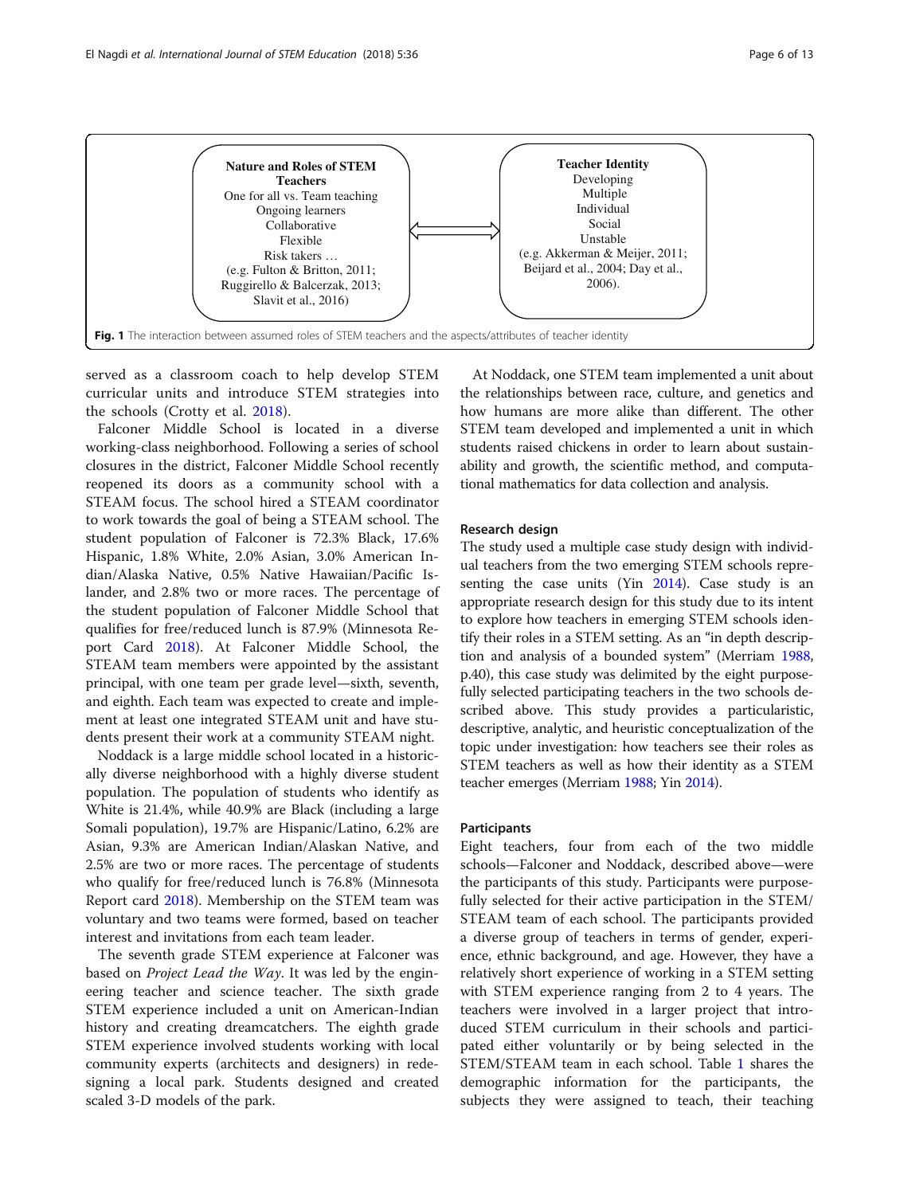Nature and Roles of STEM Teachers
One for all vs. Team teaching
Ongoing learners
Collaborative
Flexible
Risk takers …
(e.g. Fulton & Britton, 2011; Ruggirello & Balcerzak, 2013; Slavit et al., 2016)

Teacher Identity
Developing
Multiple
Individual
Social
Unstable
(e.g. Akkerman & Meijer, 2011; Beijard et al., 2004; Day et al., 2006).

**Fig. 1** The interaction between assumed roles of STEM teachers and the aspects/attributes of teacher identity

served as a classroom coach to help develop STEM curricular units and introduce STEM strategies into the schools (Crotty et al. 2018).

Falconer Middle School is located in a diverse working-class neighborhood. Following a series of school closures in the district, Falconer Middle School recently reopened its doors as a community school with a STEAM focus. The school hired a STEAM coordinator to work towards the goal of being a STEAM school. The student population of Falconer is 72.3% Black, 17.6% Hispanic, 1.8% White, 2.0% Asian, 3.0% American Indian/Alaska Native, 0.5% Native Hawaiian/Pacific Islander, and 2.8% two or more races. The percentage of the student population of Falconer Middle School that qualifies for free/reduced lunch is 87.9% (Minnesota Report Card 2018). At Falconer Middle School, the STEAM team members were appointed by the assistant principal, with one team per grade level—sixth, seventh, and eighth. Each team was expected to create and implement at least one integrated STEAM unit and have students present their work at a community STEAM night.

Noddack is a large middle school located in a historically diverse neighborhood with a highly diverse student population. The population of students who identify as White is 21.4%, while 40.9% are Black (including a large Somali population), 19.7% are Hispanic/Latino, 6.2% are Asian, 9.3% are American Indian/Alaskan Native, and 2.5% are two or more races. The percentage of students who qualify for free/reduced lunch is 76.8% (Minnesota Report card 2018). Membership on the STEM team was voluntary and two teams were formed, based on teacher interest and invitations from each team leader.

The seventh grade STEM experience at Falconer was based on *Project Lead the Way*. It was led by the engineering teacher and science teacher. The sixth grade STEM experience included a unit on American-Indian history and creating dreamcatchers. The eighth grade STEM experience involved students working with local community experts (architects and designers) in redesigning a local park. Students designed and created scaled 3-D models of the park.

At Noddack, one STEM team implemented a unit about the relationships between race, culture, and genetics and how humans are more alike than different. The other STEM team developed and implemented a unit in which students raised chickens in order to learn about sustainability and growth, the scientific method, and computational mathematics for data collection and analysis.

### Research design

The study used a multiple case study design with individual teachers from the two emerging STEM schools representing the case units (Yin 2014). Case study is an appropriate research design for this study due to its intent to explore how teachers in emerging STEM schools identify their roles in a STEM setting. As an "in depth description and analysis of a bounded system" (Merriam 1988, p.40), this case study was delimited by the eight purposefully selected participating teachers in the two schools described above. This study provides a particularistic, descriptive, analytic, and heuristic conceptualization of the topic under investigation: how teachers see their roles as STEM teachers as well as how their identity as a STEM teacher emerges (Merriam 1988; Yin 2014).

### Participants

Eight teachers, four from each of the two middle schools—Falconer and Noddack, described above—were the participants of this study. Participants were purposefully selected for their active participation in the STEM/STEAM team of each school. The participants provided a diverse group of teachers in terms of gender, experience, ethnic background, and age. However, they have a relatively short experience of working in a STEM setting with STEM experience ranging from 2 to 4 years. The teachers were involved in a larger project that introduced STEM curriculum in their schools and participated either voluntarily or by being selected in the STEM/STEAM team in each school. Table 1 shares the demographic information for the participants, the subjects they were assigned to teach, their teaching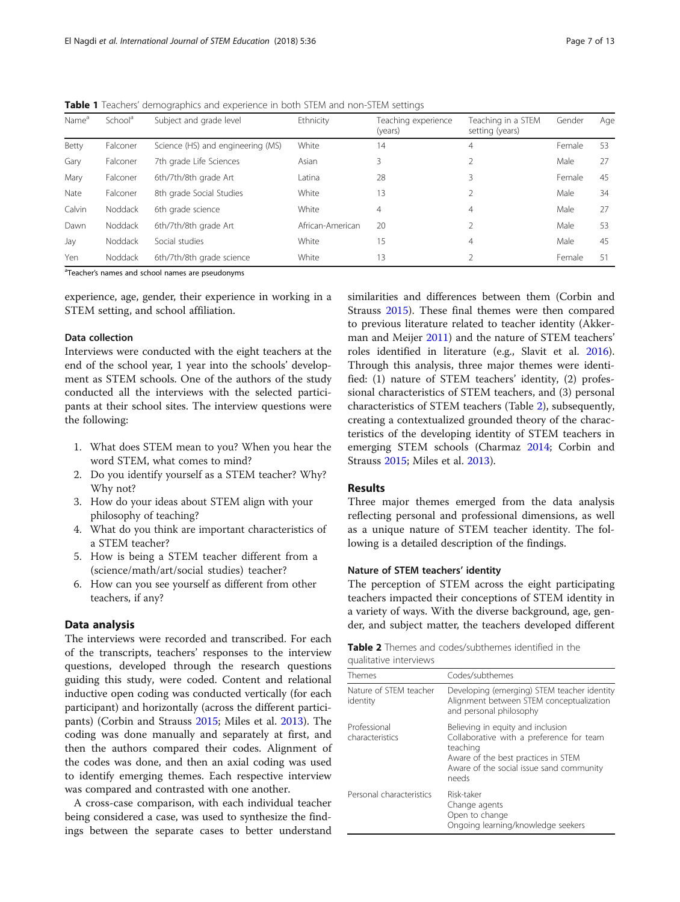**Table 1** Teachers' demographics and experience in both STEM and non-STEM settings

| Name[a] | School[a] | Subject and grade level | Ethnicity | Teaching experience (years) | Teaching in a STEM setting (years) | Gender | Age |
|---|---|---|---|---|---|---|---|
| Betty | Falconer | Science (HS) and engineering (MS) | White | 14 | 4 | Female | 53 |
| Gary | Falconer | 7th grade Life Sciences | Asian | 3 | 2 | Male | 27 |
| Mary | Falconer | 6th/7th/8th grade Art | Latina | 28 | 3 | Female | 45 |
| Nate | Falconer | 8th grade Social Studies | White | 13 | 2 | Male | 34 |
| Calvin | Noddack | 6th grade science | White | 4 | 4 | Male | 27 |
| Dawn | Noddack | 6th/7th/8th grade Art | African-American | 20 | 2 | Male | 53 |
| Jay | Noddack | Social studies | White | 15 | 4 | Male | 45 |
| Yen | Noddack | 6th/7th/8th grade science | White | 13 | 2 | Female | 51 |

[a]Teacher's names and school names are pseudonyms

experience, age, gender, their experience in working in a STEM setting, and school affiliation.

### Data collection

Interviews were conducted with the eight teachers at the end of the school year, 1 year into the schools' development as STEM schools. One of the authors of the study conducted all the interviews with the selected participants at their school sites. The interview questions were the following:

1. What does STEM mean to you? When you hear the word STEM, what comes to mind?
2. Do you identify yourself as a STEM teacher? Why? Why not?
3. How do your ideas about STEM align with your philosophy of teaching?
4. What do you think are important characteristics of a STEM teacher?
5. How is being a STEM teacher different from a (science/math/art/social studies) teacher?
6. How can you see yourself as different from other teachers, if any?

## Data analysis

The interviews were recorded and transcribed. For each of the transcripts, teachers' responses to the interview questions, developed through the research questions guiding this study, were coded. Content and relational inductive open coding was conducted vertically (for each participant) and horizontally (across the different participants) (Corbin and Strauss 2015; Miles et al. 2013). The coding was done manually and separately at first, and then the authors compared their codes. Alignment of the codes was done, and then an axial coding was used to identify emerging themes. Each respective interview was compared and contrasted with one another.

A cross-case comparison, with each individual teacher being considered a case, was used to synthesize the findings between the separate cases to better understand similarities and differences between them (Corbin and Strauss 2015). These final themes were then compared to previous literature related to teacher identity (Akkerman and Meijer 2011) and the nature of STEM teachers' roles identified in literature (e.g., Slavit et al. 2016). Through this analysis, three major themes were identified: (1) nature of STEM teachers' identity, (2) professional characteristics of STEM teachers, and (3) personal characteristics of STEM teachers (Table 2), subsequently, creating a contextualized grounded theory of the characteristics of the developing identity of STEM teachers in emerging STEM schools (Charmaz 2014; Corbin and Strauss 2015; Miles et al. 2013).

## Results

Three major themes emerged from the data analysis reflecting personal and professional dimensions, as well as a unique nature of STEM teacher identity. The following is a detailed description of the findings.

### Nature of STEM teachers' identity

The perception of STEM across the eight participating teachers impacted their conceptions of STEM identity in a variety of ways. With the diverse background, age, gender, and subject matter, the teachers developed different

**Table 2** Themes and codes/subthemes identified in the qualitative interviews

| Themes | Codes/subthemes |
|---|---|
| Nature of STEM teacher identity | Developing (emerging) STEM teacher identity<br>Alignment between STEM conceptualization and personal philosophy |
| Professional characteristics | Believing in equity and inclusion<br>Collaborative with a preference for team teaching<br>Aware of the best practices in STEM<br>Aware of the social issue sand community needs |
| Personal characteristics | Risk-taker<br>Change agents<br>Open to change<br>Ongoing learning/knowledge seekers |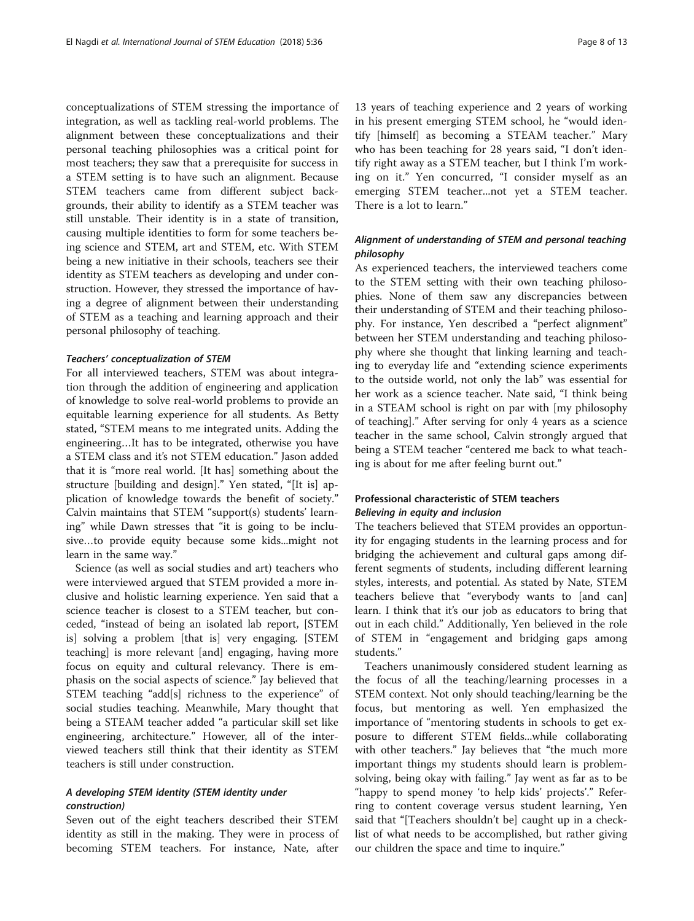conceptualizations of STEM stressing the importance of integration, as well as tackling real-world problems. The alignment between these conceptualizations and their personal teaching philosophies was a critical point for most teachers; they saw that a prerequisite for success in a STEM setting is to have such an alignment. Because STEM teachers came from different subject backgrounds, their ability to identify as a STEM teacher was still unstable. Their identity is in a state of transition, causing multiple identities to form for some teachers being science and STEM, art and STEM, etc. With STEM being a new initiative in their schools, teachers see their identity as STEM teachers as developing and under construction. However, they stressed the importance of having a degree of alignment between their understanding of STEM as a teaching and learning approach and their personal philosophy of teaching.

#### *Teachers' conceptualization of STEM*

For all interviewed teachers, STEM was about integration through the addition of engineering and application of knowledge to solve real-world problems to provide an equitable learning experience for all students. As Betty stated, "STEM means to me integrated units. Adding the engineering…It has to be integrated, otherwise you have a STEM class and it's not STEM education." Jason added that it is "more real world. [It has] something about the structure [building and design]." Yen stated, "[It is] application of knowledge towards the benefit of society." Calvin maintains that STEM "support(s) students' learning" while Dawn stresses that "it is going to be inclusive…to provide equity because some kids...might not learn in the same way."

Science (as well as social studies and art) teachers who were interviewed argued that STEM provided a more inclusive and holistic learning experience. Yen said that a science teacher is closest to a STEM teacher, but conceded, "instead of being an isolated lab report, [STEM is] solving a problem [that is] very engaging. [STEM teaching] is more relevant [and] engaging, having more focus on equity and cultural relevancy. There is emphasis on the social aspects of science." Jay believed that STEM teaching "add[s] richness to the experience" of social studies teaching. Meanwhile, Mary thought that being a STEAM teacher added "a particular skill set like engineering, architecture." However, all of the interviewed teachers still think that their identity as STEM teachers is still under construction.

#### *A developing STEM identity (STEM identity under construction)*

Seven out of the eight teachers described their STEM identity as still in the making. They were in process of becoming STEM teachers. For instance, Nate, after 13 years of teaching experience and 2 years of working in his present emerging STEM school, he "would identify [himself] as becoming a STEAM teacher." Mary who has been teaching for 28 years said, "I don't identify right away as a STEM teacher, but I think I'm working on it." Yen concurred, "I consider myself as an emerging STEM teacher...not yet a STEM teacher. There is a lot to learn."

#### *Alignment of understanding of STEM and personal teaching philosophy*

As experienced teachers, the interviewed teachers come to the STEM setting with their own teaching philosophies. None of them saw any discrepancies between their understanding of STEM and their teaching philosophy. For instance, Yen described a "perfect alignment" between her STEM understanding and teaching philosophy where she thought that linking learning and teaching to everyday life and "extending science experiments to the outside world, not only the lab" was essential for her work as a science teacher. Nate said, "I think being in a STEAM school is right on par with [my philosophy of teaching]." After serving for only 4 years as a science teacher in the same school, Calvin strongly argued that being a STEM teacher "centered me back to what teaching is about for me after feeling burnt out."

### Professional characteristic of STEM teachers

#### *Believing in equity and inclusion*

The teachers believed that STEM provides an opportunity for engaging students in the learning process and for bridging the achievement and cultural gaps among different segments of students, including different learning styles, interests, and potential. As stated by Nate, STEM teachers believe that "everybody wants to [and can] learn. I think that it's our job as educators to bring that out in each child." Additionally, Yen believed in the role of STEM in "engagement and bridging gaps among students."

Teachers unanimously considered student learning as the focus of all the teaching/learning processes in a STEM context. Not only should teaching/learning be the focus, but mentoring as well. Yen emphasized the importance of "mentoring students in schools to get exposure to different STEM fields...while collaborating with other teachers." Jay believes that "the much more important things my students should learn is problem-solving, being okay with failing." Jay went as far as to be "happy to spend money 'to help kids' projects'." Referring to content coverage versus student learning, Yen said that "[Teachers shouldn't be] caught up in a checklist of what needs to be accomplished, but rather giving our children the space and time to inquire."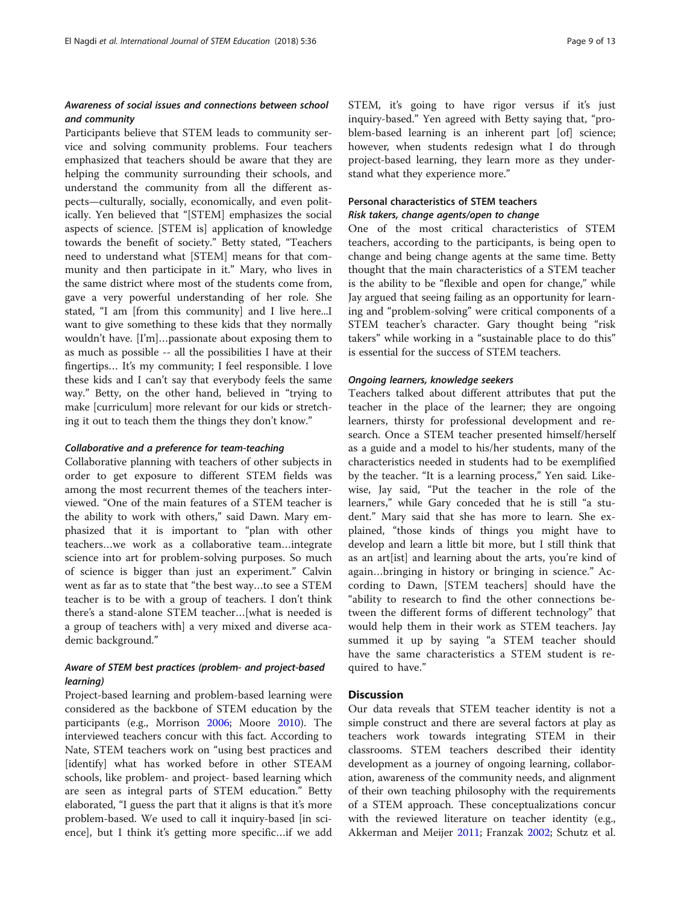### *Awareness of social issues and connections between school and community*

Participants believe that STEM leads to community service and solving community problems. Four teachers emphasized that teachers should be aware that they are helping the community surrounding their schools, and understand the community from all the different aspects—culturally, socially, economically, and even politically. Yen believed that "[STEM] emphasizes the social aspects of science. [STEM is] application of knowledge towards the benefit of society." Betty stated, "Teachers need to understand what [STEM] means for that community and then participate in it." Mary, who lives in the same district where most of the students come from, gave a very powerful understanding of her role. She stated, "I am [from this community] and I live here...I want to give something to these kids that they normally wouldn't have. [I'm]…passionate about exposing them to as much as possible -- all the possibilities I have at their fingertips… It's my community; I feel responsible. I love these kids and I can't say that everybody feels the same way." Betty, on the other hand, believed in "trying to make [curriculum] more relevant for our kids or stretching it out to teach them the things they don't know."

### *Collaborative and a preference for team-teaching*

Collaborative planning with teachers of other subjects in order to get exposure to different STEM fields was among the most recurrent themes of the teachers interviewed. "One of the main features of a STEM teacher is the ability to work with others," said Dawn. Mary emphasized that it is important to "plan with other teachers…we work as a collaborative team…integrate science into art for problem-solving purposes. So much of science is bigger than just an experiment." Calvin went as far as to state that "the best way…to see a STEM teacher is to be with a group of teachers. I don't think there's a stand-alone STEM teacher…[what is needed is a group of teachers with] a very mixed and diverse academic background."

### *Aware of STEM best practices (problem- and project-based learning)*

Project-based learning and problem-based learning were considered as the backbone of STEM education by the participants (e.g., Morrison 2006; Moore 2010). The interviewed teachers concur with this fact. According to Nate, STEM teachers work on "using best practices and [identify] what has worked before in other STEAM schools, like problem- and project- based learning which are seen as integral parts of STEM education." Betty elaborated, "I guess the part that it aligns is that it's more problem-based. We used to call it inquiry-based [in science], but I think it's getting more specific…if we add STEM, it's going to have rigor versus if it's just inquiry-based." Yen agreed with Betty saying that, "problem-based learning is an inherent part [of] science; however, when students redesign what I do through project-based learning, they learn more as they understand what they experience more."

## Personal characteristics of STEM teachers

### *Risk takers, change agents/open to change*

One of the most critical characteristics of STEM teachers, according to the participants, is being open to change and being change agents at the same time. Betty thought that the main characteristics of a STEM teacher is the ability to be "flexible and open for change," while Jay argued that seeing failing as an opportunity for learning and "problem-solving" were critical components of a STEM teacher's character. Gary thought being "risk takers" while working in a "sustainable place to do this" is essential for the success of STEM teachers.

### *Ongoing learners, knowledge seekers*

Teachers talked about different attributes that put the teacher in the place of the learner; they are ongoing learners, thirsty for professional development and research. Once a STEM teacher presented himself/herself as a guide and a model to his/her students, many of the characteristics needed in students had to be exemplified by the teacher. "It is a learning process," Yen said. Likewise, Jay said, "Put the teacher in the role of the learners," while Gary conceded that he is still "a student." Mary said that she has more to learn. She explained, "those kinds of things you might have to develop and learn a little bit more, but I still think that as an art[ist] and learning about the arts, you're kind of again…bringing in history or bringing in science." According to Dawn, [STEM teachers] should have the "ability to research to find the other connections between the different forms of different technology" that would help them in their work as STEM teachers. Jay summed it up by saying "a STEM teacher should have the same characteristics a STEM student is required to have."

## Discussion

Our data reveals that STEM teacher identity is not a simple construct and there are several factors at play as teachers work towards integrating STEM in their classrooms. STEM teachers described their identity development as a journey of ongoing learning, collaboration, awareness of the community needs, and alignment of their own teaching philosophy with the requirements of a STEM approach. These conceptualizations concur with the reviewed literature on teacher identity (e.g., Akkerman and Meijer 2011; Franzak 2002; Schutz et al.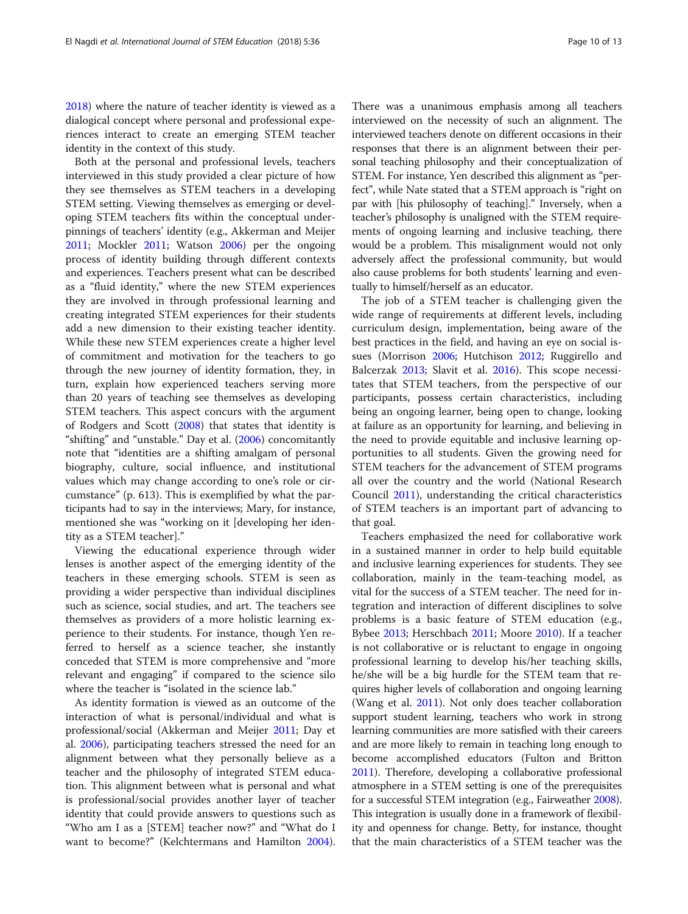2018) where the nature of teacher identity is viewed as a dialogical concept where personal and professional experiences interact to create an emerging STEM teacher identity in the context of this study.

Both at the personal and professional levels, teachers interviewed in this study provided a clear picture of how they see themselves as STEM teachers in a developing STEM setting. Viewing themselves as emerging or developing STEM teachers fits within the conceptual underpinnings of teachers' identity (e.g., Akkerman and Meijer 2011; Mockler 2011; Watson 2006) per the ongoing process of identity building through different contexts and experiences. Teachers present what can be described as a "fluid identity," where the new STEM experiences they are involved in through professional learning and creating integrated STEM experiences for their students add a new dimension to their existing teacher identity. While these new STEM experiences create a higher level of commitment and motivation for the teachers to go through the new journey of identity formation, they, in turn, explain how experienced teachers serving more than 20 years of teaching see themselves as developing STEM teachers. This aspect concurs with the argument of Rodgers and Scott (2008) that states that identity is "shifting" and "unstable." Day et al. (2006) concomitantly note that "identities are a shifting amalgam of personal biography, culture, social influence, and institutional values which may change according to one's role or circumstance" (p. 613). This is exemplified by what the participants had to say in the interviews; Mary, for instance, mentioned she was "working on it [developing her identity as a STEM teacher]."

Viewing the educational experience through wider lenses is another aspect of the emerging identity of the teachers in these emerging schools. STEM is seen as providing a wider perspective than individual disciplines such as science, social studies, and art. The teachers see themselves as providers of a more holistic learning experience to their students. For instance, though Yen referred to herself as a science teacher, she instantly conceded that STEM is more comprehensive and "more relevant and engaging" if compared to the science silo where the teacher is "isolated in the science lab."

As identity formation is viewed as an outcome of the interaction of what is personal/individual and what is professional/social (Akkerman and Meijer 2011; Day et al. 2006), participating teachers stressed the need for an alignment between what they personally believe as a teacher and the philosophy of integrated STEM education. This alignment between what is personal and what is professional/social provides another layer of teacher identity that could provide answers to questions such as "Who am I as a [STEM] teacher now?" and "What do I want to become?" (Kelchtermans and Hamilton 2004). There was a unanimous emphasis among all teachers interviewed on the necessity of such an alignment. The interviewed teachers denote on different occasions in their responses that there is an alignment between their personal teaching philosophy and their conceptualization of STEM. For instance, Yen described this alignment as "perfect", while Nate stated that a STEM approach is "right on par with [his philosophy of teaching]." Inversely, when a teacher's philosophy is unaligned with the STEM requirements of ongoing learning and inclusive teaching, there would be a problem. This misalignment would not only adversely affect the professional community, but would also cause problems for both students' learning and eventually to himself/herself as an educator.

The job of a STEM teacher is challenging given the wide range of requirements at different levels, including curriculum design, implementation, being aware of the best practices in the field, and having an eye on social issues (Morrison 2006; Hutchison 2012; Ruggirello and Balcerzak 2013; Slavit et al. 2016). This scope necessitates that STEM teachers, from the perspective of our participants, possess certain characteristics, including being an ongoing learner, being open to change, looking at failure as an opportunity for learning, and believing in the need to provide equitable and inclusive learning opportunities to all students. Given the growing need for STEM teachers for the advancement of STEM programs all over the country and the world (National Research Council 2011), understanding the critical characteristics of STEM teachers is an important part of advancing to that goal.

Teachers emphasized the need for collaborative work in a sustained manner in order to help build equitable and inclusive learning experiences for students. They see collaboration, mainly in the team-teaching model, as vital for the success of a STEM teacher. The need for integration and interaction of different disciplines to solve problems is a basic feature of STEM education (e.g., Bybee 2013; Herschbach 2011; Moore 2010). If a teacher is not collaborative or is reluctant to engage in ongoing professional learning to develop his/her teaching skills, he/she will be a big hurdle for the STEM team that requires higher levels of collaboration and ongoing learning (Wang et al. 2011). Not only does teacher collaboration support student learning, teachers who work in strong learning communities are more satisfied with their careers and are more likely to remain in teaching long enough to become accomplished educators (Fulton and Britton 2011). Therefore, developing a collaborative professional atmosphere in a STEM setting is one of the prerequisites for a successful STEM integration (e.g., Fairweather 2008). This integration is usually done in a framework of flexibility and openness for change. Betty, for instance, thought that the main characteristics of a STEM teacher was the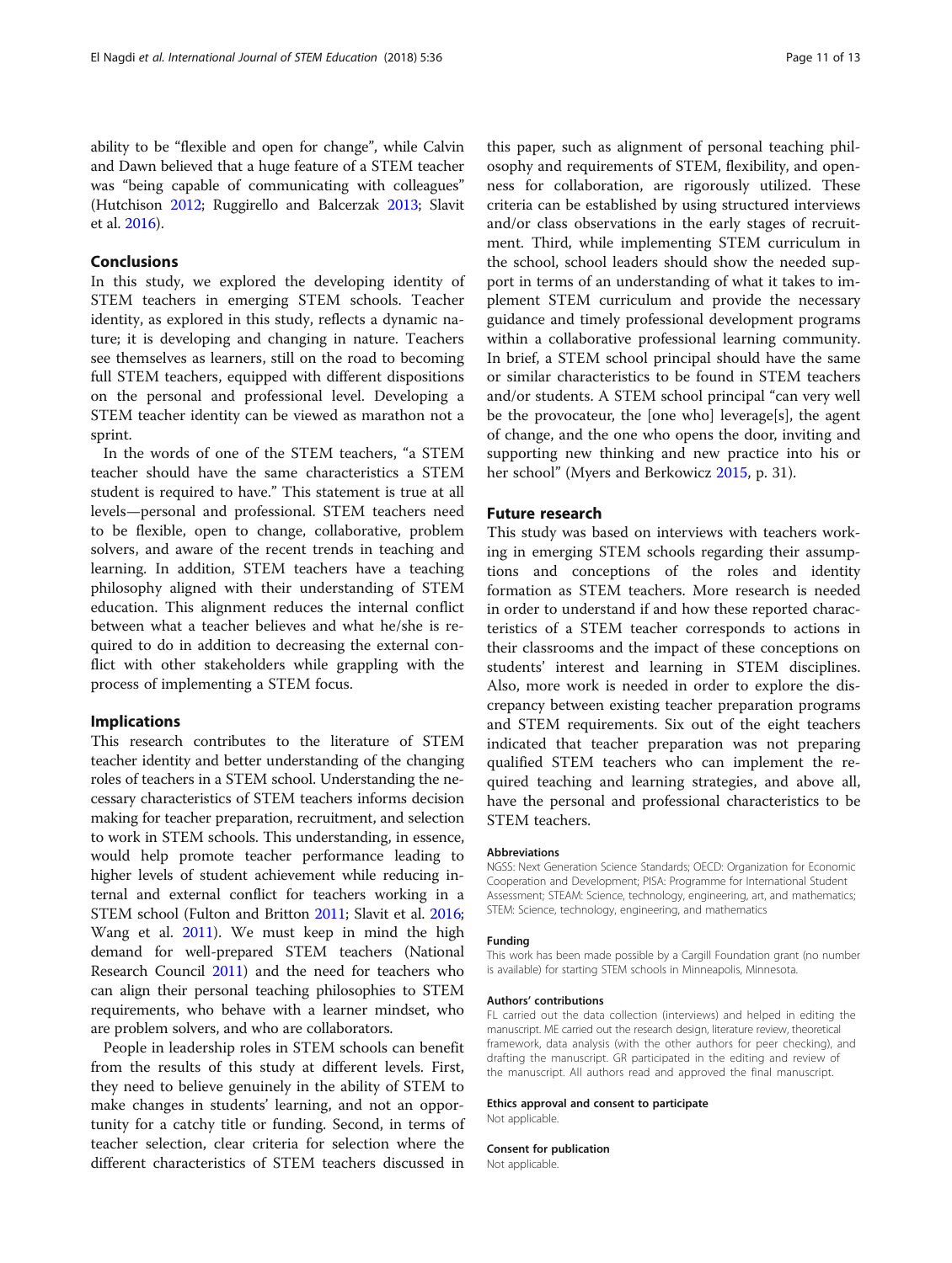ability to be "flexible and open for change", while Calvin and Dawn believed that a huge feature of a STEM teacher was "being capable of communicating with colleagues" (Hutchison 2012; Ruggirello and Balcerzak 2013; Slavit et al. 2016).

## Conclusions

In this study, we explored the developing identity of STEM teachers in emerging STEM schools. Teacher identity, as explored in this study, reflects a dynamic nature; it is developing and changing in nature. Teachers see themselves as learners, still on the road to becoming full STEM teachers, equipped with different dispositions on the personal and professional level. Developing a STEM teacher identity can be viewed as marathon not a sprint.

In the words of one of the STEM teachers, "a STEM teacher should have the same characteristics a STEM student is required to have." This statement is true at all levels—personal and professional. STEM teachers need to be flexible, open to change, collaborative, problem solvers, and aware of the recent trends in teaching and learning. In addition, STEM teachers have a teaching philosophy aligned with their understanding of STEM education. This alignment reduces the internal conflict between what a teacher believes and what he/she is required to do in addition to decreasing the external conflict with other stakeholders while grappling with the process of implementing a STEM focus.

## Implications

This research contributes to the literature of STEM teacher identity and better understanding of the changing roles of teachers in a STEM school. Understanding the necessary characteristics of STEM teachers informs decision making for teacher preparation, recruitment, and selection to work in STEM schools. This understanding, in essence, would help promote teacher performance leading to higher levels of student achievement while reducing internal and external conflict for teachers working in a STEM school (Fulton and Britton 2011; Slavit et al. 2016; Wang et al. 2011). We must keep in mind the high demand for well-prepared STEM teachers (National Research Council 2011) and the need for teachers who can align their personal teaching philosophies to STEM requirements, who behave with a learner mindset, who are problem solvers, and who are collaborators.

People in leadership roles in STEM schools can benefit from the results of this study at different levels. First, they need to believe genuinely in the ability of STEM to make changes in students' learning, and not an opportunity for a catchy title or funding. Second, in terms of teacher selection, clear criteria for selection where the different characteristics of STEM teachers discussed in this paper, such as alignment of personal teaching philosophy and requirements of STEM, flexibility, and openness for collaboration, are rigorously utilized. These criteria can be established by using structured interviews and/or class observations in the early stages of recruitment. Third, while implementing STEM curriculum in the school, school leaders should show the needed support in terms of an understanding of what it takes to implement STEM curriculum and provide the necessary guidance and timely professional development programs within a collaborative professional learning community. In brief, a STEM school principal should have the same or similar characteristics to be found in STEM teachers and/or students. A STEM school principal "can very well be the provocateur, the [one who] leverage[s], the agent of change, and the one who opens the door, inviting and supporting new thinking and new practice into his or her school" (Myers and Berkowicz 2015, p. 31).

## Future research

This study was based on interviews with teachers working in emerging STEM schools regarding their assumptions and conceptions of the roles and identity formation as STEM teachers. More research is needed in order to understand if and how these reported characteristics of a STEM teacher corresponds to actions in their classrooms and the impact of these conceptions on students' interest and learning in STEM disciplines. Also, more work is needed in order to explore the discrepancy between existing teacher preparation programs and STEM requirements. Six out of the eight teachers indicated that teacher preparation was not preparing qualified STEM teachers who can implement the required teaching and learning strategies, and above all, have the personal and professional characteristics to be STEM teachers.

### Abbreviations

NGSS: Next Generation Science Standards; OECD: Organization for Economic Cooperation and Development; PISA: Programme for International Student Assessment; STEAM: Science, technology, engineering, art, and mathematics; STEM: Science, technology, engineering, and mathematics

### Funding

This work has been made possible by a Cargill Foundation grant (no number is available) for starting STEM schools in Minneapolis, Minnesota.

### Authors' contributions

FL carried out the data collection (interviews) and helped in editing the manuscript. ME carried out the research design, literature review, theoretical framework, data analysis (with the other authors for peer checking), and drafting the manuscript. GR participated in the editing and review of the manuscript. All authors read and approved the final manuscript.

### Ethics approval and consent to participate

Not applicable.

### Consent for publication

Not applicable.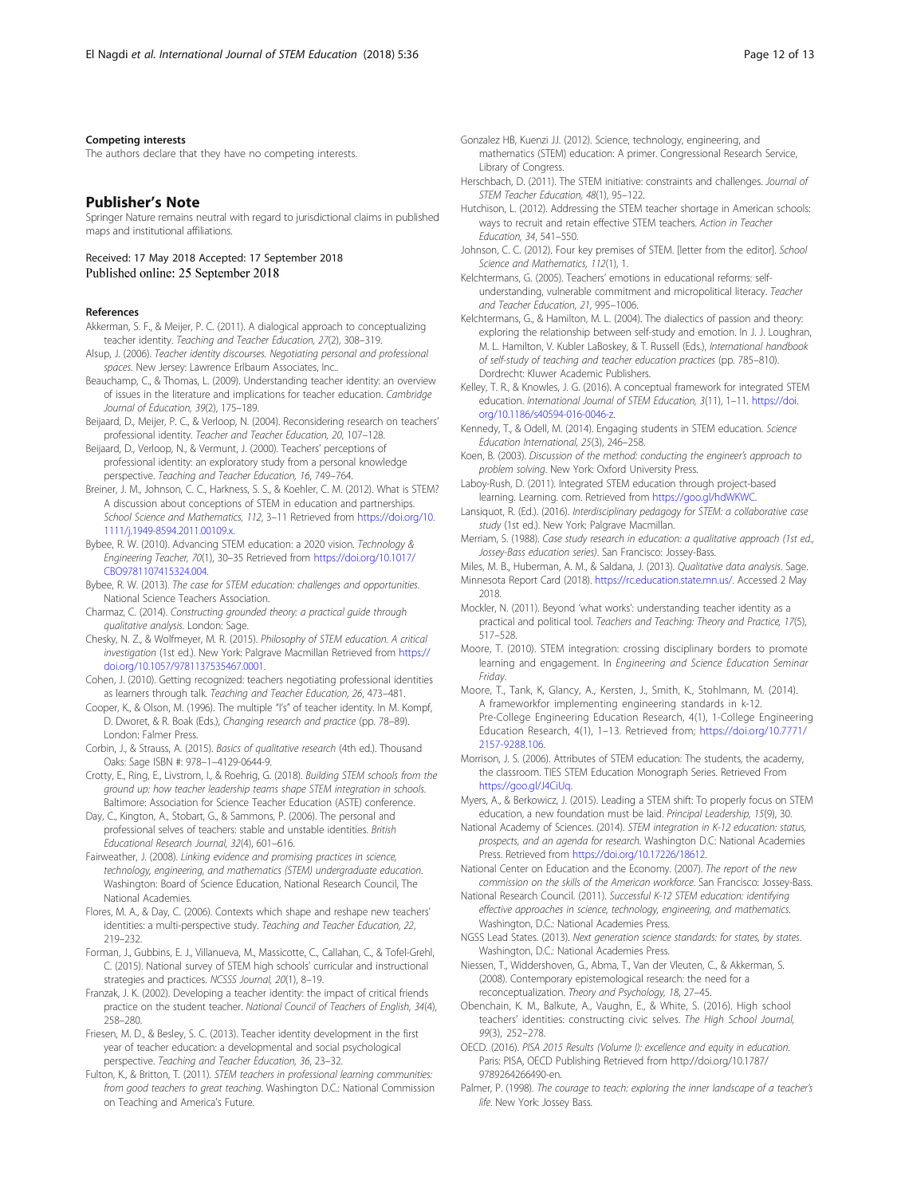#### Competing interests

The authors declare that they have no competing interests.

### Publisher's Note

Springer Nature remains neutral with regard to jurisdictional claims in published maps and institutional affiliations.

Received: 17 May 2018 Accepted: 17 September 2018
Published online: 25 September 2018

#### References

Akkerman, S. F., & Meijer, P. C. (2011). A dialogical approach to conceptualizing teacher identity. *Teaching and Teacher Education, 27*(2), 308–319.

Alsup, J. (2006). *Teacher identity discourses. Negotiating personal and professional spaces*. New Jersey: Lawrence Erlbaum Associates, Inc..

Beauchamp, C., & Thomas, L. (2009). Understanding teacher identity: an overview of issues in the literature and implications for teacher education. *Cambridge Journal of Education, 39*(2), 175–189.

Beijaard, D., Meijer, P. C., & Verloop, N. (2004). Reconsidering research on teachers' professional identity. *Teacher and Teacher Education, 20*, 107–128.

Beijaard, D., Verloop, N., & Vermunt, J. (2000). Teachers' perceptions of professional identity: an exploratory study from a personal knowledge perspective. *Teaching and Teacher Education, 16*, 749–764.

Breiner, J. M., Johnson, C. C., Harkness, S. S., & Koehler, C. M. (2012). What is STEM? A discussion about conceptions of STEM in education and partnerships. *School Science and Mathematics, 112*, 3–11 Retrieved from https://doi.org/10.1111/j.1949-8594.2011.00109.x.

Bybee, R. W. (2010). Advancing STEM education: a 2020 vision. *Technology & Engineering Teacher, 70*(1), 30–35 Retrieved from https://doi.org/10.1017/CBO9781107415324.004.

Bybee, R. W. (2013). *The case for STEM education: challenges and opportunities*. National Science Teachers Association.

Charmaz, C. (2014). *Constructing grounded theory: a practical guide through qualitative analysis*. London: Sage.

Chesky, N. Z., & Wolfmeyer, M. R. (2015). *Philosophy of STEM education. A critical investigation* (1st ed.). New York: Palgrave Macmillan Retrieved from https://doi.org/10.1057/9781137535467.0001.

Cohen, J. (2010). Getting recognized: teachers negotiating professional identities as learners through talk. *Teaching and Teacher Education, 26*, 473–481.

Cooper, K., & Olson, M. (1996). The multiple "I's" of teacher identity. In M. Kompf, D. Dworet, & R. Boak (Eds.), *Changing research and practice* (pp. 78–89). London: Falmer Press.

Corbin, J., & Strauss, A. (2015). *Basics of qualitative research* (4th ed.). Thousand Oaks: Sage ISBN #: 978–1–4129-0644-9.

Crotty, E., Ring, E., Livstrom, I., & Roehrig, G. (2018). *Building STEM schools from the ground up: how teacher leadership teams shape STEM integration in schools*. Baltimore: Association for Science Teacher Education (ASTE) conference.

Day, C., Kington, A., Stobart, G., & Sammons, P. (2006). The personal and professional selves of teachers: stable and unstable identities. *British Educational Research Journal, 32*(4), 601–616.

Fairweather, J. (2008). *Linking evidence and promising practices in science, technology, engineering, and mathematics (STEM) undergraduate education*. Washington: Board of Science Education, National Research Council, The National Academies.

Flores, M. A., & Day, C. (2006). Contexts which shape and reshape new teachers' identities: a multi-perspective study. *Teaching and Teacher Education, 22*, 219–232.

Forman, J., Gubbins, E. J., Villanueva, M., Massicotte, C., Callahan, C., & Tofel-Grehl, C. (2015). National survey of STEM high schools' curricular and instructional strategies and practices. *NCSSS Journal, 20*(1), 8–19.

Franzak, J. K. (2002). Developing a teacher identity: the impact of critical friends practice on the student teacher. *National Council of Teachers of English, 34*(4), 258–280.

Friesen, M. D., & Besley, S. C. (2013). Teacher identity development in the first year of teacher education: a developmental and social psychological perspective. *Teaching and Teacher Education, 36*, 23–32.

Fulton, K., & Britton, T. (2011). *STEM teachers in professional learning communities: from good teachers to great teaching*. Washington D.C.: National Commission on Teaching and America's Future.

Gonzalez HB, Kuenzi JJ. (2012). Science, technology, engineering, and mathematics (STEM) education: A primer. Congressional Research Service, Library of Congress.

Herschbach, D. (2011). The STEM initiative: constraints and challenges. *Journal of STEM Teacher Education, 48*(1), 95–122.

Hutchison, L. (2012). Addressing the STEM teacher shortage in American schools: ways to recruit and retain effective STEM teachers. *Action in Teacher Education, 34*, 541–550.

Johnson, C. C. (2012). Four key premises of STEM. [letter from the editor]. *School Science and Mathematics, 112*(1), 1.

Kelchtermans, G. (2005). Teachers' emotions in educational reforms: self-understanding, vulnerable commitment and micropolitical literacy. *Teacher and Teacher Education, 21*, 995–1006.

Kelchtermans, G., & Hamilton, M. L. (2004). The dialectics of passion and theory: exploring the relationship between self-study and emotion. In J. J. Loughran, M. L. Hamilton, V. Kubler LaBoskey, & T. Russell (Eds.), *International handbook of self-study of teaching and teacher education practices* (pp. 785–810). Dordrecht: Kluwer Academic Publishers.

Kelley, T. R., & Knowles, J. G. (2016). A conceptual framework for integrated STEM education. *International Journal of STEM Education, 3*(11), 1–11. https://doi.org/10.1186/s40594-016-0046-z.

Kennedy, T., & Odell, M. (2014). Engaging students in STEM education. *Science Education International, 25*(3), 246–258.

Koen, B. (2003). *Discussion of the method: conducting the engineer's approach to problem solving*. New York: Oxford University Press.

Laboy-Rush, D. (2011). Integrated STEM education through project-based learning. Learning. com. Retrieved from https://goo.gl/hdWKWC.

Lansiquot, R. (Ed.). (2016). *Interdisciplinary pedagogy for STEM: a collaborative case study* (1st ed.). New York: Palgrave Macmillan.

Merriam, S. (1988). *Case study research in education: a qualitative approach (1st ed., Jossey-Bass education series)*. San Francisco: Jossey-Bass.

Miles, M. B., Huberman, A. M., & Saldana, J. (2013). *Qualitative data analysis*. Sage.

Minnesota Report Card (2018). https://rc.education.state.mn.us/. Accessed 2 May 2018.

Mockler, N. (2011). Beyond 'what works': understanding teacher identity as a practical and political tool. *Teachers and Teaching: Theory and Practice, 17*(5), 517–528.

Moore, T. (2010). STEM integration: crossing disciplinary borders to promote learning and engagement. In *Engineering and Science Education Seminar Friday*.

Moore, T., Tank, K, Glancy, A., Kersten, J., Smith, K., Stohlmann, M. (2014). A frameworkfor implementing engineering standards in k-12. Pre-College Engineering Education Research, 4(1), 1-College Engineering Education Research, 4(1), 1–13. Retrieved from; https://doi.org/10.7771/2157-9288.106.

Morrison, J. S. (2006). Attributes of STEM education: The students, the academy, the classroom. TIES STEM Education Monograph Series. Retrieved From https://goo.gl/J4CiUq.

Myers, A., & Berkowicz, J. (2015). Leading a STEM shift: To properly focus on STEM education, a new foundation must be laid. *Principal Leadership, 15*(9), 30.

National Academy of Sciences. (2014). *STEM integration in K-12 education: status, prospects, and an agenda for research*. Washington D.C: National Academies Press. Retrieved from https://doi.org/10.17226/18612.

National Center on Education and the Economy. (2007). *The report of the new commission on the skills of the American workforce*. San Francisco: Jossey-Bass.

National Research Council. (2011). *Successful K-12 STEM education: identifying effective approaches in science, technology, engineering, and mathematics*. Washington, D.C.: National Academies Press.

NGSS Lead States. (2013). *Next generation science standards: for states, by states*. Washington, D.C.: National Academies Press.

Niessen, T., Widdershoven, G., Abma, T., Van der Vleuten, C., & Akkerman, S. (2008). Contemporary epistemological research: the need for a reconceptualization. *Theory and Psychology, 18*, 27–45.

Obenchain, K. M., Balkute, A., Vaughn, E., & White, S. (2016). High school teachers' identities: constructing civic selves. *The High School Journal, 99*(3), 252–278.

OECD. (2016). *PISA 2015 Results (Volume I): excellence and equity in education*. Paris: PISA, OECD Publishing Retrieved from http://doi.org/10.1787/9789264266490-en.

Palmer, P. (1998). *The courage to teach: exploring the inner landscape of a teacher's life*. New York: Jossey Bass.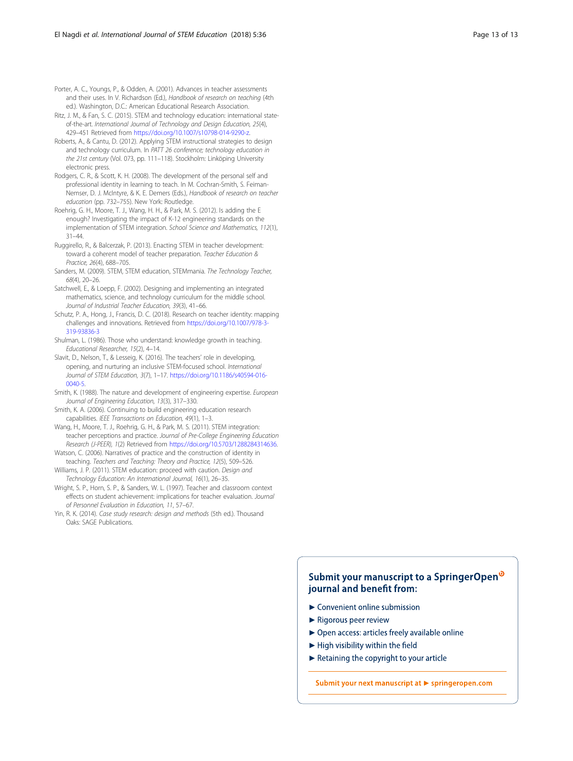Porter, A. C., Youngs, P., & Odden, A. (2001). Advances in teacher assessments and their uses. In V. Richardson (Ed.), *Handbook of research on teaching* (4th ed.). Washington, D.C.: American Educational Research Association.

Ritz, J. M., & Fan, S. C. (2015). STEM and technology education: international state-of-the-art. *International Journal of Technology and Design Education, 25*(4), 429–451 Retrieved from https://doi.org/10.1007/s10798-014-9290-z.

Roberts, A., & Cantu, D. (2012). Applying STEM instructional strategies to design and technology curriculum. In *PATT 26 conference; technology education in the 21st century* (Vol. 073, pp. 111–118). Stockholm: Linköping University electronic press.

Rodgers, C. R., & Scott, K. H. (2008). The development of the personal self and professional identity in learning to teach. In M. Cochran-Smith, S. Feiman-Nemser, D. J. McIntyre, & K. E. Demers (Eds.), *Handbook of research on teacher education* (pp. 732–755). New York: Routledge.

Roehrig, G. H., Moore, T. J., Wang, H. H., & Park, M. S. (2012). Is adding the E enough? Investigating the impact of K-12 engineering standards on the implementation of STEM integration. *School Science and Mathematics, 112*(1), 31–44.

Ruggirello, R., & Balcerzak, P. (2013). Enacting STEM in teacher development: toward a coherent model of teacher preparation. *Teacher Education & Practice, 26*(4), 688–705.

Sanders, M. (2009). STEM, STEM education, STEMmania. *The Technology Teacher, 68*(4), 20–26.

Satchwell, E., & Loepp, F. (2002). Designing and implementing an integrated mathematics, science, and technology curriculum for the middle school. *Journal of Industrial Teacher Education, 39*(3), 41–66.

Schutz, P. A., Hong, J., Francis, D. C. (2018). Research on teacher identity: mapping challenges and innovations. Retrieved from https://doi.org/10.1007/978-3-319-93836-3

Shulman, L. (1986). Those who understand: knowledge growth in teaching. *Educational Researcher, 15*(2), 4–14.

Slavit, D., Nelson, T., & Lesseig, K. (2016). The teachers' role in developing, opening, and nurturing an inclusive STEM-focused school. *International Journal of STEM Education, 3*(7), 1–17. https://doi.org/10.1186/s40594-016-0040-5.

Smith, K. (1988). The nature and development of engineering expertise. *European Journal of Engineering Education, 13*(3), 317–330.

Smith, K. A. (2006). Continuing to build engineering education research capabilities. *IEEE Transactions on Education, 49*(1), 1–3.

Wang, H., Moore, T. J., Roehrig, G. H., & Park, M. S. (2011). STEM integration: teacher perceptions and practice. *Journal of Pre-College Engineering Education Research (J-PEER), 1*(2) Retrieved from https://doi.org/10.5703/1288284314636.

Watson, C. (2006). Narratives of practice and the construction of identity in teaching. *Teachers and Teaching: Theory and Practice, 12*(5), 509–526.

Williams, J. P. (2011). STEM education: proceed with caution. *Design and Technology Education: An International Journal, 16*(1), 26–35.

Wright, S. P., Horn, S. P., & Sanders, W. L. (1997). Teacher and classroom context effects on student achievement: implications for teacher evaluation. *Journal of Personnel Evaluation in Education, 11*, 57–67.

Yin, R. K. (2014). *Case study research: design and methods* (5th ed.). Thousand Oaks: SAGE Publications.

**Submit your manuscript to a SpringerOpen journal and benefit from:**

- ► Convenient online submission
- ► Rigorous peer review
- ► Open access: articles freely available online
- ► High visibility within the field
- ► Retaining the copyright to your article

**Submit your next manuscript at ► springeropen.com**